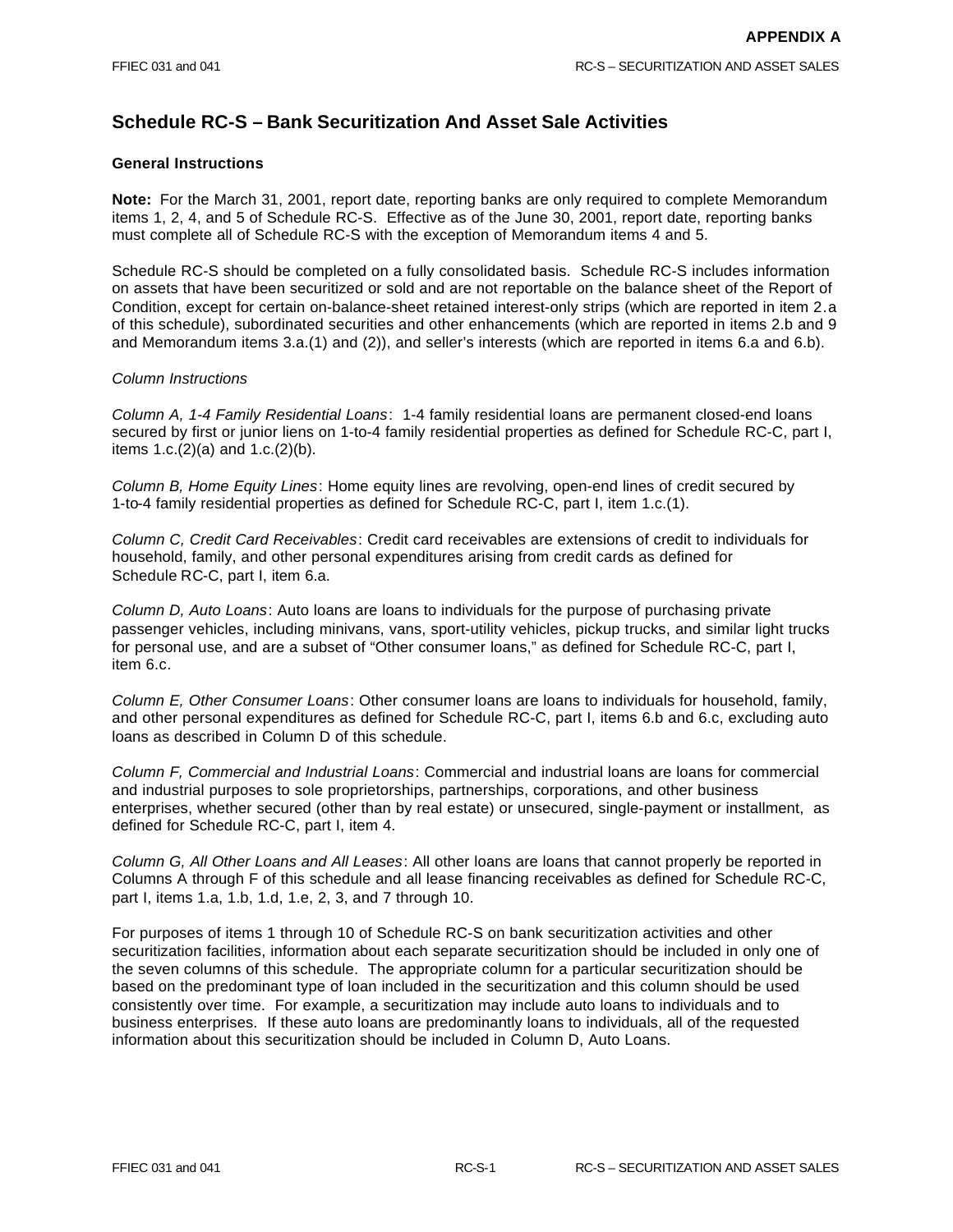# Schedule RC-S – Bank Securitization And Asset Sale Activities

### General Instructions

**Note:** For the March 31, 2001, report date, reporting banks are only required to complete Memorandum items 1, 2, 4, and 5 of Schedule RC-S. Effective as of the June 30, 2001, report date, reporting banks must complete all of Schedule RC-S with the exception of Memorandum items 4 and 5.

Schedule RC-S should be completed on a fully consolidated basis. Schedule RC-S includes information on assets that have been securitized or sold and are not reportable on the balance sheet of the Report of Condition, except for certain on-balance-sheet retained interest-only strips (which are reported in item 2.a of this schedule), subordinated securities and other enhancements (which are reported in items 2.b and 9 and Memorandum items 3.a.(1) and (2)), and seller's interests (which are reported in items 6.a and 6.b).

*Column Instructions*

*Column A, 1-4 Family Residential Loans*: 1-4 family residential loans are permanent closed-end loans secured by first or junior liens on 1-to-4 family residential properties as defined for Schedule RC-C, part I, items 1.c.(2)(a) and 1.c.(2)(b).

*Column B, Home Equity Lines*: Home equity lines are revolving, open-end lines of credit secured by 1-to-4 family residential properties as defined for Schedule RC-C, part I, item 1.c.(1).

*Column C, Credit Card Receivables*: Credit card receivables are extensions of credit to individuals for household, family, and other personal expenditures arising from credit cards as defined for Schedule RC-C, part I, item 6.a.

*Column D, Auto Loans*: Auto loans are loans to individuals for the purpose of purchasing private passenger vehicles, including minivans, vans, sport-utility vehicles, pickup trucks, and similar light trucks for personal use, and are a subset of "Other consumer loans," as defined for Schedule RC-C, part I, item 6.c.

*Column E, Other Consumer Loans*: Other consumer loans are loans to individuals for household, family, and other personal expenditures as defined for Schedule RC-C, part I, items 6.b and 6.c, excluding auto loans as described in Column D of this schedule.

*Column F, Commercial and Industrial Loans*: Commercial and industrial loans are loans for commercial and industrial purposes to sole proprietorships, partnerships, corporations, and other business enterprises, whether secured (other than by real estate) or unsecured, single-payment or installment, as defined for Schedule RC-C, part I, item 4.

*Column G, All Other Loans and All Leases*: All other loans are loans that cannot properly be reported in Columns A through F of this schedule and all lease financing receivables as defined for Schedule RC-C, part I, items 1.a, 1.b, 1.d, 1.e, 2, 3, and 7 through 10.

For purposes of items 1 through 10 of Schedule RC-S on bank securitization activities and other securitization facilities, information about each separate securitization should be included in only one of the seven columns of this schedule. The appropriate column for a particular securitization should be based on the predominant type of loan included in the securitization and this column should be used consistently over time. For example, a securitization may include auto loans to individuals and to business enterprises. If these auto loans are predominantly loans to individuals, all of the requested information about this securitization should be included in Column D, Auto Loans.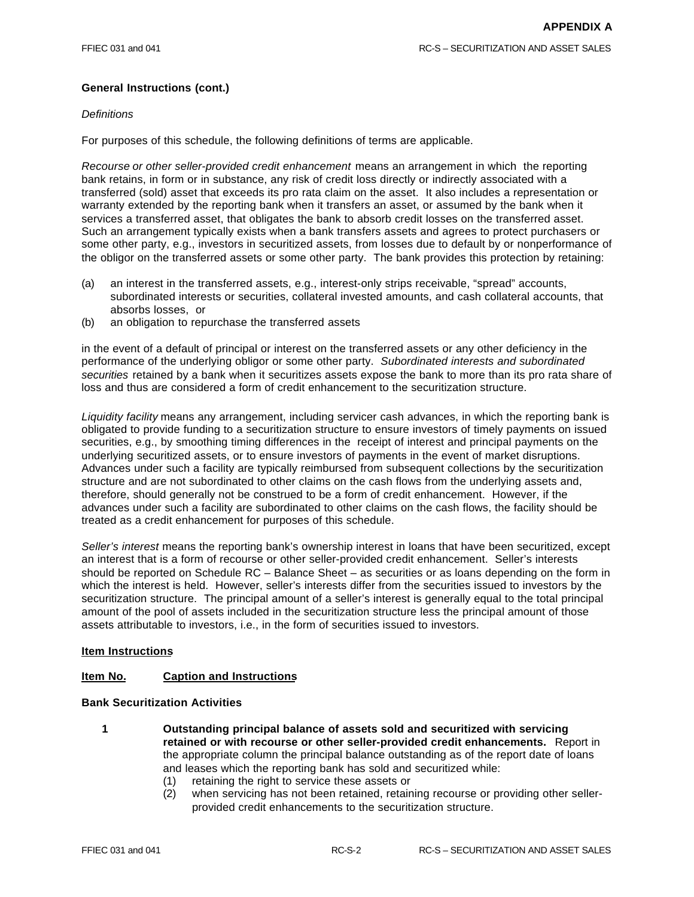**General Instructions (cont.)**

*Definitions*

For purposes of this schedule, the following definitions of terms are applicable.

*Recourse or other seller-provided credit enhancement* means an arrangement in which the reporting bank retains, in form or in substance, any risk of credit loss directly or indirectly associated with a transferred (sold) asset that exceeds its pro rata claim on the asset. It also includes a representation or warranty extended by the reporting bank when it transfers an asset, or assumed by the bank when it services a transferred asset, that obligates the bank to absorb credit losses on the transferred asset. Such an arrangement typically exists when a bank transfers assets and agrees to protect purchasers or some other party, e.g., investors in securitized assets, from losses due to default by or nonperformance of the obligor on the transferred assets or some other party. The bank provides this protection by retaining:

(a) an interest in the transferred assets, e.g., interest-only strips receivable, "spread" accounts, subordinated interests or securities, collateral invested amounts, and cash collateral accounts, that absorbs losses, or
(b) an obligation to repurchase the transferred assets

in the event of a default of principal or interest on the transferred assets or any other deficiency in the performance of the underlying obligor or some other party. *Subordinated interests and subordinated securities* retained by a bank when it securitizes assets expose the bank to more than its pro rata share of loss and thus are considered a form of credit enhancement to the securitization structure.

*Liquidity facility* means any arrangement, including servicer cash advances, in which the reporting bank is obligated to provide funding to a securitization structure to ensure investors of timely payments on issued securities, e.g., by smoothing timing differences in the receipt of interest and principal payments on the underlying securitized assets, or to ensure investors of payments in the event of market disruptions. Advances under such a facility are typically reimbursed from subsequent collections by the securitization structure and are not subordinated to other claims on the cash flows from the underlying assets and, therefore, should generally not be construed to be a form of credit enhancement. However, if the advances under such a facility are subordinated to other claims on the cash flows, the facility should be treated as a credit enhancement for purposes of this schedule.

*Seller's interest* means the reporting bank's ownership interest in loans that have been securitized, except an interest that is a form of recourse or other seller-provided credit enhancement. Seller's interests should be reported on Schedule RC – Balance Sheet – as securities or as loans depending on the form in which the interest is held. However, seller's interests differ from the securities issued to investors by the securitization structure. The principal amount of a seller's interest is generally equal to the total principal amount of the pool of assets included in the securitization structure less the principal amount of those assets attributable to investors, i.e., in the form of securities issued to investors.

**Item Instructions**

**Item No.** **Caption and Instructions**

**Bank Securitization Activities**

**1** **Outstanding principal balance of assets sold and securitized with servicing retained or with recourse or other seller-provided credit enhancements.** Report in the appropriate column the principal balance outstanding as of the report date of loans and leases which the reporting bank has sold and securitized while:

(1) retaining the right to service these assets or
(2) when servicing has not been retained, retaining recourse or providing other seller-provided credit enhancements to the securitization structure.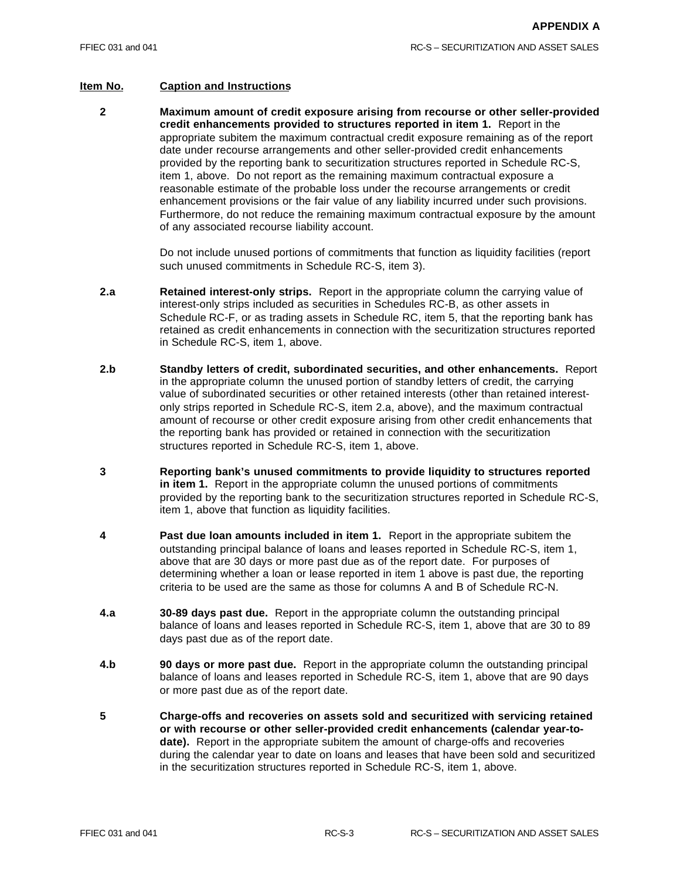| Item No. | Caption and Instructions |
|---|---|
| 2 | **Maximum amount of credit exposure arising from recourse or other seller-provided credit enhancements provided to structures reported in item 1.** Report in the appropriate subitem the maximum contractual credit exposure remaining as of the report date under recourse arrangements and other seller-provided credit enhancements provided by the reporting bank to securitization structures reported in Schedule RC-S, item 1, above. Do not report as the remaining maximum contractual exposure a reasonable estimate of the probable loss under the recourse arrangements or credit enhancement provisions or the fair value of any liability incurred under such provisions. Furthermore, do not reduce the remaining maximum contractual exposure by the amount of any associated recourse liability account.<br><br>Do not include unused portions of commitments that function as liquidity facilities (report such unused commitments in Schedule RC-S, item 3). |
| 2.a | **Retained interest-only strips.** Report in the appropriate column the carrying value of interest-only strips included as securities in Schedules RC-B, as other assets in Schedule RC-F, or as trading assets in Schedule RC, item 5, that the reporting bank has retained as credit enhancements in connection with the securitization structures reported in Schedule RC-S, item 1, above. |
| 2.b | **Standby letters of credit, subordinated securities, and other enhancements.** Report in the appropriate column the unused portion of standby letters of credit, the carrying value of subordinated securities or other retained interests (other than retained interest-only strips reported in Schedule RC-S, item 2.a, above), and the maximum contractual amount of recourse or other credit exposure arising from other credit enhancements that the reporting bank has provided or retained in connection with the securitization structures reported in Schedule RC-S, item 1, above. |
| 3 | **Reporting bank's unused commitments to provide liquidity to structures reported in item 1.** Report in the appropriate column the unused portions of commitments provided by the reporting bank to the securitization structures reported in Schedule RC-S, item 1, above that function as liquidity facilities. |
| 4 | **Past due loan amounts included in item 1.** Report in the appropriate subitem the outstanding principal balance of loans and leases reported in Schedule RC-S, item 1, above that are 30 days or more past due as of the report date. For purposes of determining whether a loan or lease reported in item 1 above is past due, the reporting criteria to be used are the same as those for columns A and B of Schedule RC-N. |
| 4.a | **30-89 days past due.** Report in the appropriate column the outstanding principal balance of loans and leases reported in Schedule RC-S, item 1, above that are 30 to 89 days past due as of the report date. |
| 4.b | **90 days or more past due.** Report in the appropriate column the outstanding principal balance of loans and leases reported in Schedule RC-S, item 1, above that are 90 days or more past due as of the report date. |
| 5 | **Charge-offs and recoveries on assets sold and securitized with servicing retained or with recourse or other seller-provided credit enhancements (calendar year-to-date).** Report in the appropriate subitem the amount of charge-offs and recoveries during the calendar year to date on loans and leases that have been sold and securitized in the securitization structures reported in Schedule RC-S, item 1, above. |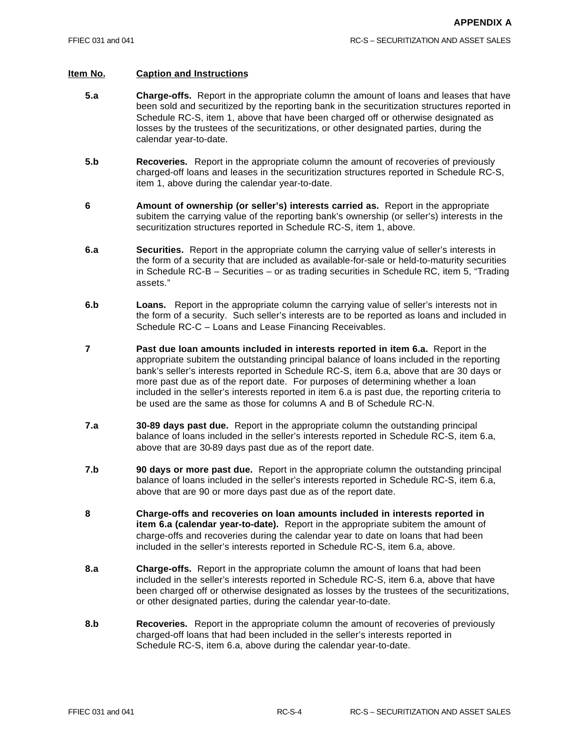| Item No. | Caption and Instructions |
|---|---|
| **5.a** | **Charge-offs.** Report in the appropriate column the amount of loans and leases that have been sold and securitized by the reporting bank in the securitization structures reported in Schedule RC-S, item 1, above that have been charged off or otherwise designated as losses by the trustees of the securitizations, or other designated parties, during the calendar year-to-date. |
| **5.b** | **Recoveries.** Report in the appropriate column the amount of recoveries of previously charged-off loans and leases in the securitization structures reported in Schedule RC-S, item 1, above during the calendar year-to-date. |
| **6** | **Amount of ownership (or seller's) interests carried as.** Report in the appropriate subitem the carrying value of the reporting bank's ownership (or seller's) interests in the securitization structures reported in Schedule RC-S, item 1, above. |
| **6.a** | **Securities.** Report in the appropriate column the carrying value of seller's interests in the form of a security that are included as available-for-sale or held-to-maturity securities in Schedule RC-B – Securities – or as trading securities in Schedule RC, item 5, "Trading assets." |
| **6.b** | **Loans.** Report in the appropriate column the carrying value of seller's interests not in the form of a security. Such seller's interests are to be reported as loans and included in Schedule RC-C – Loans and Lease Financing Receivables. |
| **7** | **Past due loan amounts included in interests reported in item 6.a.** Report in the appropriate subitem the outstanding principal balance of loans included in the reporting bank's seller's interests reported in Schedule RC-S, item 6.a, above that are 30 days or more past due as of the report date. For purposes of determining whether a loan included in the seller's interests reported in item 6.a is past due, the reporting criteria to be used are the same as those for columns A and B of Schedule RC-N. |
| **7.a** | **30-89 days past due.** Report in the appropriate column the outstanding principal balance of loans included in the seller's interests reported in Schedule RC-S, item 6.a, above that are 30-89 days past due as of the report date. |
| **7.b** | **90 days or more past due.** Report in the appropriate column the outstanding principal balance of loans included in the seller's interests reported in Schedule RC-S, item 6.a, above that are 90 or more days past due as of the report date. |
| **8** | **Charge-offs and recoveries on loan amounts included in interests reported in item 6.a (calendar year-to-date).** Report in the appropriate subitem the amount of charge-offs and recoveries during the calendar year to date on loans that had been included in the seller's interests reported in Schedule RC-S, item 6.a, above. |
| **8.a** | **Charge-offs.** Report in the appropriate column the amount of loans that had been included in the seller's interests reported in Schedule RC-S, item 6.a, above that have been charged off or otherwise designated as losses by the trustees of the securitizations, or other designated parties, during the calendar year-to-date. |
| **8.b** | **Recoveries.** Report in the appropriate column the amount of recoveries of previously charged-off loans that had been included in the seller's interests reported in Schedule RC-S, item 6.a, above during the calendar year-to-date. |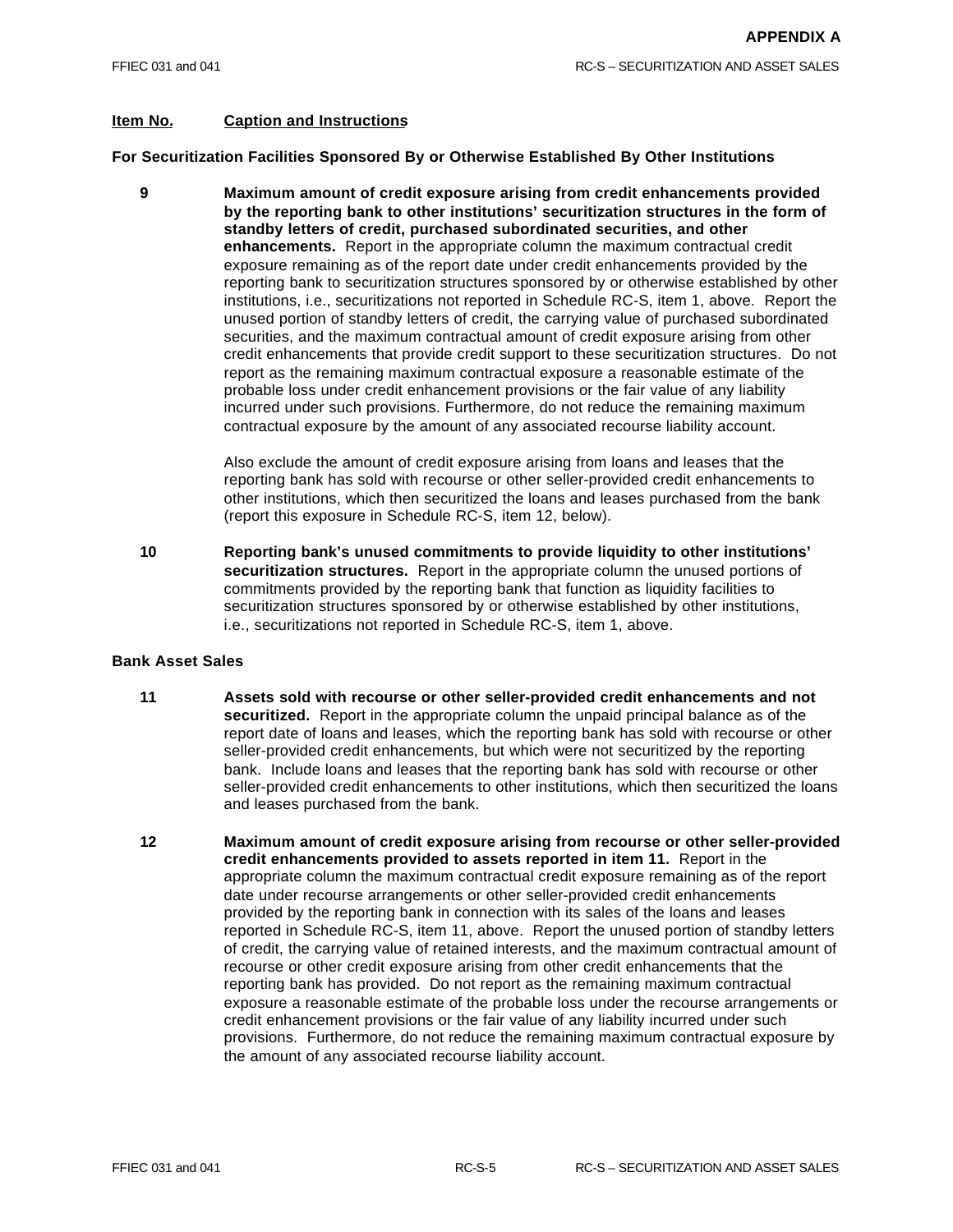**APPENDIX A**

| Item No. | Caption and Instructions |
|---|---|

**For Securitization Facilities Sponsored By or Otherwise Established By Other Institutions**

**9** **Maximum amount of credit exposure arising from credit enhancements provided by the reporting bank to other institutions' securitization structures in the form of standby letters of credit, purchased subordinated securities, and other enhancements.** Report in the appropriate column the maximum contractual credit exposure remaining as of the report date under credit enhancements provided by the reporting bank to securitization structures sponsored by or otherwise established by other institutions, i.e., securitizations not reported in Schedule RC-S, item 1, above. Report the unused portion of standby letters of credit, the carrying value of purchased subordinated securities, and the maximum contractual amount of credit exposure arising from other credit enhancements that provide credit support to these securitization structures. Do not report as the remaining maximum contractual exposure a reasonable estimate of the probable loss under credit enhancement provisions or the fair value of any liability incurred under such provisions. Furthermore, do not reduce the remaining maximum contractual exposure by the amount of any associated recourse liability account.

Also exclude the amount of credit exposure arising from loans and leases that the reporting bank has sold with recourse or other seller-provided credit enhancements to other institutions, which then securitized the loans and leases purchased from the bank (report this exposure in Schedule RC-S, item 12, below).

**10** **Reporting bank's unused commitments to provide liquidity to other institutions' securitization structures.** Report in the appropriate column the unused portions of commitments provided by the reporting bank that function as liquidity facilities to securitization structures sponsored by or otherwise established by other institutions, i.e., securitizations not reported in Schedule RC-S, item 1, above.

**Bank Asset Sales**

**11** **Assets sold with recourse or other seller-provided credit enhancements and not securitized.** Report in the appropriate column the unpaid principal balance as of the report date of loans and leases, which the reporting bank has sold with recourse or other seller-provided credit enhancements, but which were not securitized by the reporting bank. Include loans and leases that the reporting bank has sold with recourse or other seller-provided credit enhancements to other institutions, which then securitized the loans and leases purchased from the bank.

**12** **Maximum amount of credit exposure arising from recourse or other seller-provided credit enhancements provided to assets reported in item 11.** Report in the appropriate column the maximum contractual credit exposure remaining as of the report date under recourse arrangements or other seller-provided credit enhancements provided by the reporting bank in connection with its sales of the loans and leases reported in Schedule RC-S, item 11, above. Report the unused portion of standby letters of credit, the carrying value of retained interests, and the maximum contractual amount of recourse or other credit exposure arising from other credit enhancements that the reporting bank has provided. Do not report as the remaining maximum contractual exposure a reasonable estimate of the probable loss under the recourse arrangements or credit enhancement provisions or the fair value of any liability incurred under such provisions. Furthermore, do not reduce the remaining maximum contractual exposure by the amount of any associated recourse liability account.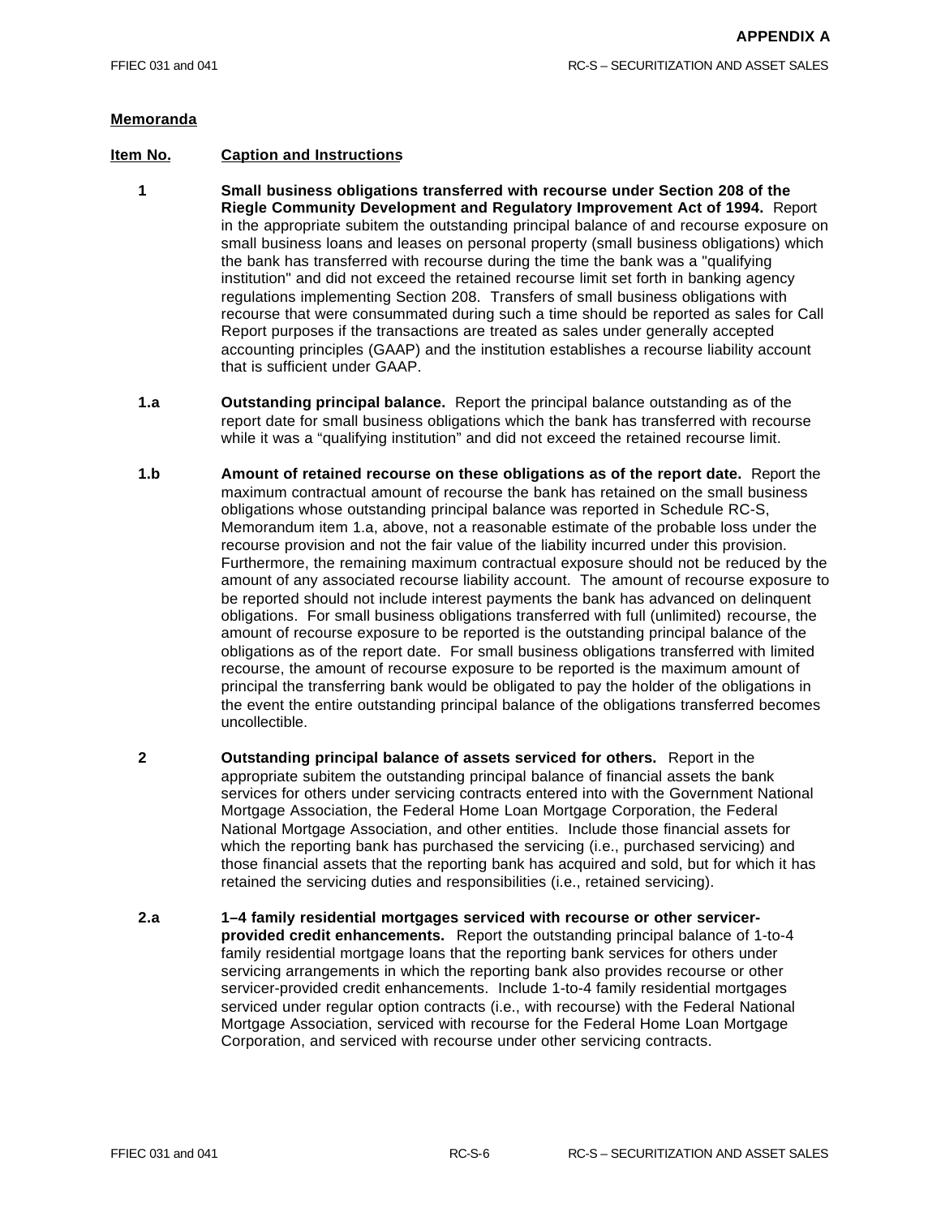**APPENDIX A**

## Memoranda

| Item No. | Caption and Instructions |
|---|---|

**1** **Small business obligations transferred with recourse under Section 208 of the Riegle Community Development and Regulatory Improvement Act of 1994.** Report in the appropriate subitem the outstanding principal balance of and recourse exposure on small business loans and leases on personal property (small business obligations) which the bank has transferred with recourse during the time the bank was a "qualifying institution" and did not exceed the retained recourse limit set forth in banking agency regulations implementing Section 208. Transfers of small business obligations with recourse that were consummated during such a time should be reported as sales for Call Report purposes if the transactions are treated as sales under generally accepted accounting principles (GAAP) and the institution establishes a recourse liability account that is sufficient under GAAP.

**1.a** **Outstanding principal balance.** Report the principal balance outstanding as of the report date for small business obligations which the bank has transferred with recourse while it was a "qualifying institution" and did not exceed the retained recourse limit.

**1.b** **Amount of retained recourse on these obligations as of the report date.** Report the maximum contractual amount of recourse the bank has retained on the small business obligations whose outstanding principal balance was reported in Schedule RC-S, Memorandum item 1.a, above, not a reasonable estimate of the probable loss under the recourse provision and not the fair value of the liability incurred under this provision. Furthermore, the remaining maximum contractual exposure should not be reduced by the amount of any associated recourse liability account. The amount of recourse exposure to be reported should not include interest payments the bank has advanced on delinquent obligations. For small business obligations transferred with full (unlimited) recourse, the amount of recourse exposure to be reported is the outstanding principal balance of the obligations as of the report date. For small business obligations transferred with limited recourse, the amount of recourse exposure to be reported is the maximum amount of principal the transferring bank would be obligated to pay the holder of the obligations in the event the entire outstanding principal balance of the obligations transferred becomes uncollectible.

**2** **Outstanding principal balance of assets serviced for others.** Report in the appropriate subitem the outstanding principal balance of financial assets the bank services for others under servicing contracts entered into with the Government National Mortgage Association, the Federal Home Loan Mortgage Corporation, the Federal National Mortgage Association, and other entities. Include those financial assets for which the reporting bank has purchased the servicing (i.e., purchased servicing) and those financial assets that the reporting bank has acquired and sold, but for which it has retained the servicing duties and responsibilities (i.e., retained servicing).

**2.a** **1–4 family residential mortgages serviced with recourse or other servicer-provided credit enhancements.** Report the outstanding principal balance of 1-to-4 family residential mortgage loans that the reporting bank services for others under servicing arrangements in which the reporting bank also provides recourse or other servicer-provided credit enhancements. Include 1-to-4 family residential mortgages serviced under regular option contracts (i.e., with recourse) with the Federal National Mortgage Association, serviced with recourse for the Federal Home Loan Mortgage Corporation, and serviced with recourse under other servicing contracts.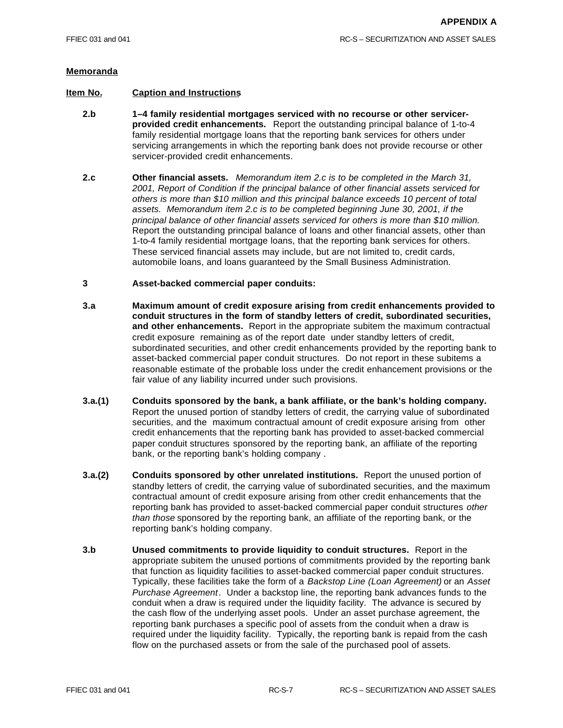**Memoranda**

**Item No.** **Caption and Instructions**

**2.b** **1–4 family residential mortgages serviced with no recourse or other servicer-provided credit enhancements.** Report the outstanding principal balance of 1-to-4 family residential mortgage loans that the reporting bank services for others under servicing arrangements in which the reporting bank does not provide recourse or other servicer-provided credit enhancements.

**2.c** **Other financial assets.** *Memorandum item 2.c is to be completed in the March 31, 2001, Report of Condition if the principal balance of other financial assets serviced for others is more than $10 million and this principal balance exceeds 10 percent of total assets. Memorandum item 2.c is to be completed beginning June 30, 2001, if the principal balance of other financial assets serviced for others is more than $10 million.* Report the outstanding principal balance of loans and other financial assets, other than 1-to-4 family residential mortgage loans, that the reporting bank services for others. These serviced financial assets may include, but are not limited to, credit cards, automobile loans, and loans guaranteed by the Small Business Administration.

**3** **Asset-backed commercial paper conduits:**

**3.a** **Maximum amount of credit exposure arising from credit enhancements provided to conduit structures in the form of standby letters of credit, subordinated securities, and other enhancements.** Report in the appropriate subitem the maximum contractual credit exposure remaining as of the report date under standby letters of credit, subordinated securities, and other credit enhancements provided by the reporting bank to asset-backed commercial paper conduit structures. Do not report in these subitems a reasonable estimate of the probable loss under the credit enhancement provisions or the fair value of any liability incurred under such provisions.

**3.a.(1)** **Conduits sponsored by the bank, a bank affiliate, or the bank's holding company.** Report the unused portion of standby letters of credit, the carrying value of subordinated securities, and the maximum contractual amount of credit exposure arising from other credit enhancements that the reporting bank has provided to asset-backed commercial paper conduit structures sponsored by the reporting bank, an affiliate of the reporting bank, or the reporting bank's holding company .

**3.a.(2)** **Conduits sponsored by other unrelated institutions.** Report the unused portion of standby letters of credit, the carrying value of subordinated securities, and the maximum contractual amount of credit exposure arising from other credit enhancements that the reporting bank has provided to asset-backed commercial paper conduit structures *other than those* sponsored by the reporting bank, an affiliate of the reporting bank, or the reporting bank's holding company.

**3.b** **Unused commitments to provide liquidity to conduit structures.** Report in the appropriate subitem the unused portions of commitments provided by the reporting bank that function as liquidity facilities to asset-backed commercial paper conduit structures. Typically, these facilities take the form of a *Backstop Line (Loan Agreement)* or an *Asset Purchase Agreement*. Under a backstop line, the reporting bank advances funds to the conduit when a draw is required under the liquidity facility. The advance is secured by the cash flow of the underlying asset pools. Under an asset purchase agreement, the reporting bank purchases a specific pool of assets from the conduit when a draw is required under the liquidity facility. Typically, the reporting bank is repaid from the cash flow on the purchased assets or from the sale of the purchased pool of assets.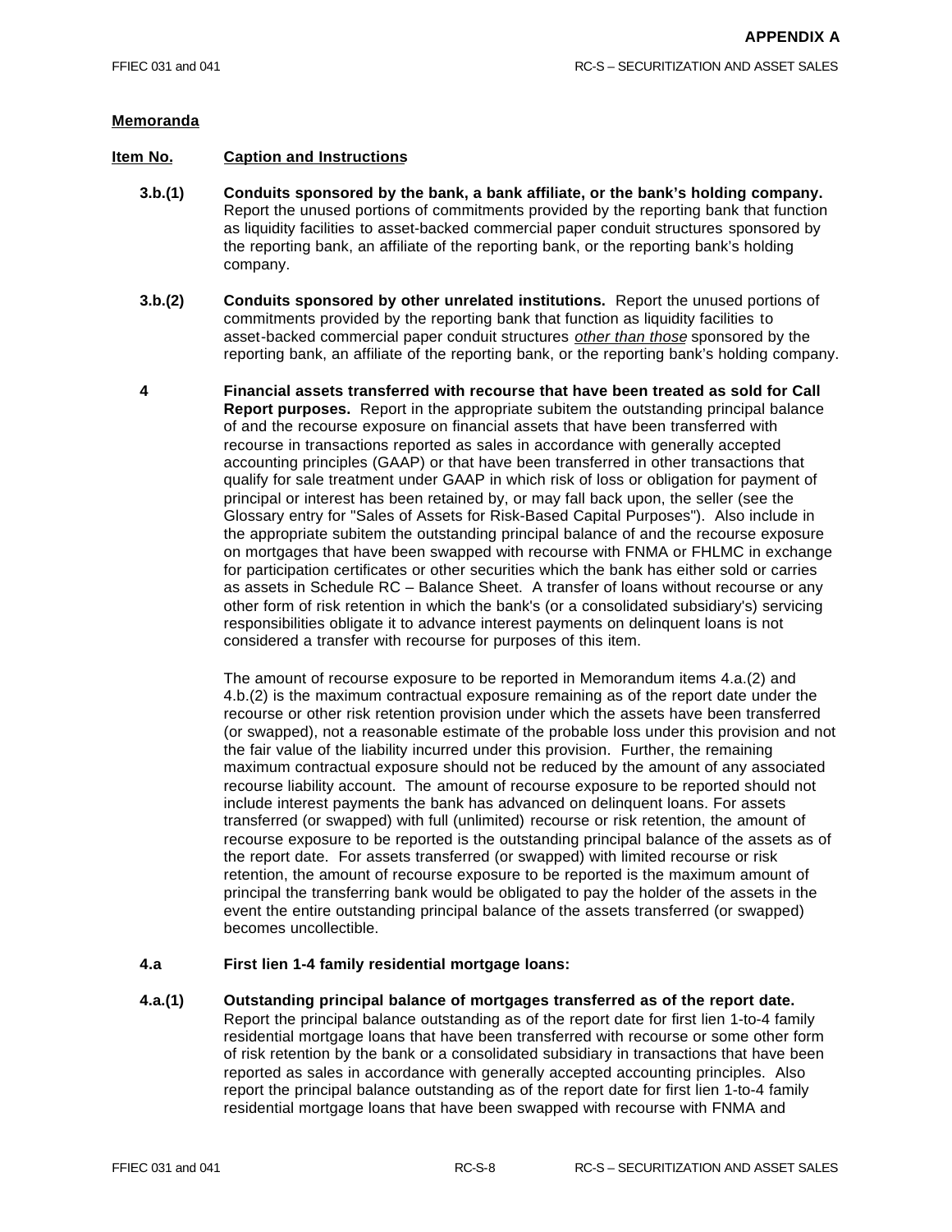**Memoranda**

| Item No. | Caption and Instructions |
|---|---|

**3.b.(1)** **Conduits sponsored by the bank, a bank affiliate, or the bank's holding company.** Report the unused portions of commitments provided by the reporting bank that function as liquidity facilities to asset-backed commercial paper conduit structures sponsored by the reporting bank, an affiliate of the reporting bank, or the reporting bank's holding company.

**3.b.(2)** **Conduits sponsored by other unrelated institutions.** Report the unused portions of commitments provided by the reporting bank that function as liquidity facilities to asset-backed commercial paper conduit structures *other than those* sponsored by the reporting bank, an affiliate of the reporting bank, or the reporting bank's holding company.

**4** **Financial assets transferred with recourse that have been treated as sold for Call Report purposes.** Report in the appropriate subitem the outstanding principal balance of and the recourse exposure on financial assets that have been transferred with recourse in transactions reported as sales in accordance with generally accepted accounting principles (GAAP) or that have been transferred in other transactions that qualify for sale treatment under GAAP in which risk of loss or obligation for payment of principal or interest has been retained by, or may fall back upon, the seller (see the Glossary entry for "Sales of Assets for Risk-Based Capital Purposes"). Also include in the appropriate subitem the outstanding principal balance of and the recourse exposure on mortgages that have been swapped with recourse with FNMA or FHLMC in exchange for participation certificates or other securities which the bank has either sold or carries as assets in Schedule RC – Balance Sheet. A transfer of loans without recourse or any other form of risk retention in which the bank's (or a consolidated subsidiary's) servicing responsibilities obligate it to advance interest payments on delinquent loans is not considered a transfer with recourse for purposes of this item.

The amount of recourse exposure to be reported in Memorandum items 4.a.(2) and 4.b.(2) is the maximum contractual exposure remaining as of the report date under the recourse or other risk retention provision under which the assets have been transferred (or swapped), not a reasonable estimate of the probable loss under this provision and not the fair value of the liability incurred under this provision. Further, the remaining maximum contractual exposure should not be reduced by the amount of any associated recourse liability account. The amount of recourse exposure to be reported should not include interest payments the bank has advanced on delinquent loans. For assets transferred (or swapped) with full (unlimited) recourse or risk retention, the amount of recourse exposure to be reported is the outstanding principal balance of the assets as of the report date. For assets transferred (or swapped) with limited recourse or risk retention, the amount of recourse exposure to be reported is the maximum amount of principal the transferring bank would be obligated to pay the holder of the assets in the event the entire outstanding principal balance of the assets transferred (or swapped) becomes uncollectible.

**4.a** **First lien 1-4 family residential mortgage loans:**

**4.a.(1)** **Outstanding principal balance of mortgages transferred as of the report date.** Report the principal balance outstanding as of the report date for first lien 1-to-4 family residential mortgage loans that have been transferred with recourse or some other form of risk retention by the bank or a consolidated subsidiary in transactions that have been reported as sales in accordance with generally accepted accounting principles. Also report the principal balance outstanding as of the report date for first lien 1-to-4 family residential mortgage loans that have been swapped with recourse with FNMA and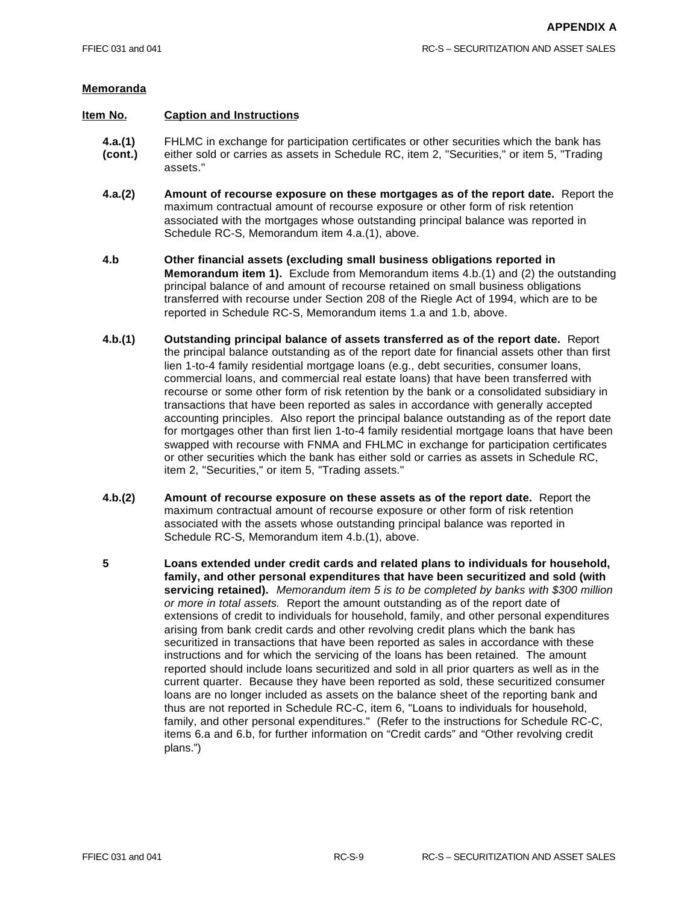**Memoranda**

| Item No. | Caption and Instructions |
|---|---|
| **4.a.(1) (cont.)** | FHLMC in exchange for participation certificates or other securities which the bank has either sold or carries as assets in Schedule RC, item 2, "Securities," or item 5, "Trading assets." |
| **4.a.(2)** | **Amount of recourse exposure on these mortgages as of the report date.** Report the maximum contractual amount of recourse exposure or other form of risk retention associated with the mortgages whose outstanding principal balance was reported in Schedule RC-S, Memorandum item 4.a.(1), above. |
| **4.b** | **Other financial assets (excluding small business obligations reported in Memorandum item 1).** Exclude from Memorandum items 4.b.(1) and (2) the outstanding principal balance of and amount of recourse retained on small business obligations transferred with recourse under Section 208 of the Riegle Act of 1994, which are to be reported in Schedule RC-S, Memorandum items 1.a and 1.b, above. |
| **4.b.(1)** | **Outstanding principal balance of assets transferred as of the report date.** Report the principal balance outstanding as of the report date for financial assets other than first lien 1-to-4 family residential mortgage loans (e.g., debt securities, consumer loans, commercial loans, and commercial real estate loans) that have been transferred with recourse or some other form of risk retention by the bank or a consolidated subsidiary in transactions that have been reported as sales in accordance with generally accepted accounting principles. Also report the principal balance outstanding as of the report date for mortgages other than first lien 1-to-4 family residential mortgage loans that have been swapped with recourse with FNMA and FHLMC in exchange for participation certificates or other securities which the bank has either sold or carries as assets in Schedule RC, item 2, "Securities," or item 5, "Trading assets." |
| **4.b.(2)** | **Amount of recourse exposure on these assets as of the report date.** Report the maximum contractual amount of recourse exposure or other form of risk retention associated with the assets whose outstanding principal balance was reported in Schedule RC-S, Memorandum item 4.b.(1), above. |
| **5** | **Loans extended under credit cards and related plans to individuals for household, family, and other personal expenditures that have been securitized and sold (with servicing retained).** *Memorandum item 5 is to be completed by banks with $300 million or more in total assets.* Report the amount outstanding as of the report date of extensions of credit to individuals for household, family, and other personal expenditures arising from bank credit cards and other revolving credit plans which the bank has securitized in transactions that have been reported as sales in accordance with these instructions and for which the servicing of the loans has been retained. The amount reported should include loans securitized and sold in all prior quarters as well as in the current quarter. Because they have been reported as sold, these securitized consumer loans are no longer included as assets on the balance sheet of the reporting bank and thus are not reported in Schedule RC-C, item 6, "Loans to individuals for household, family, and other personal expenditures." (Refer to the instructions for Schedule RC-C, items 6.a and 6.b, for further information on "Credit cards" and "Other revolving credit plans.") |